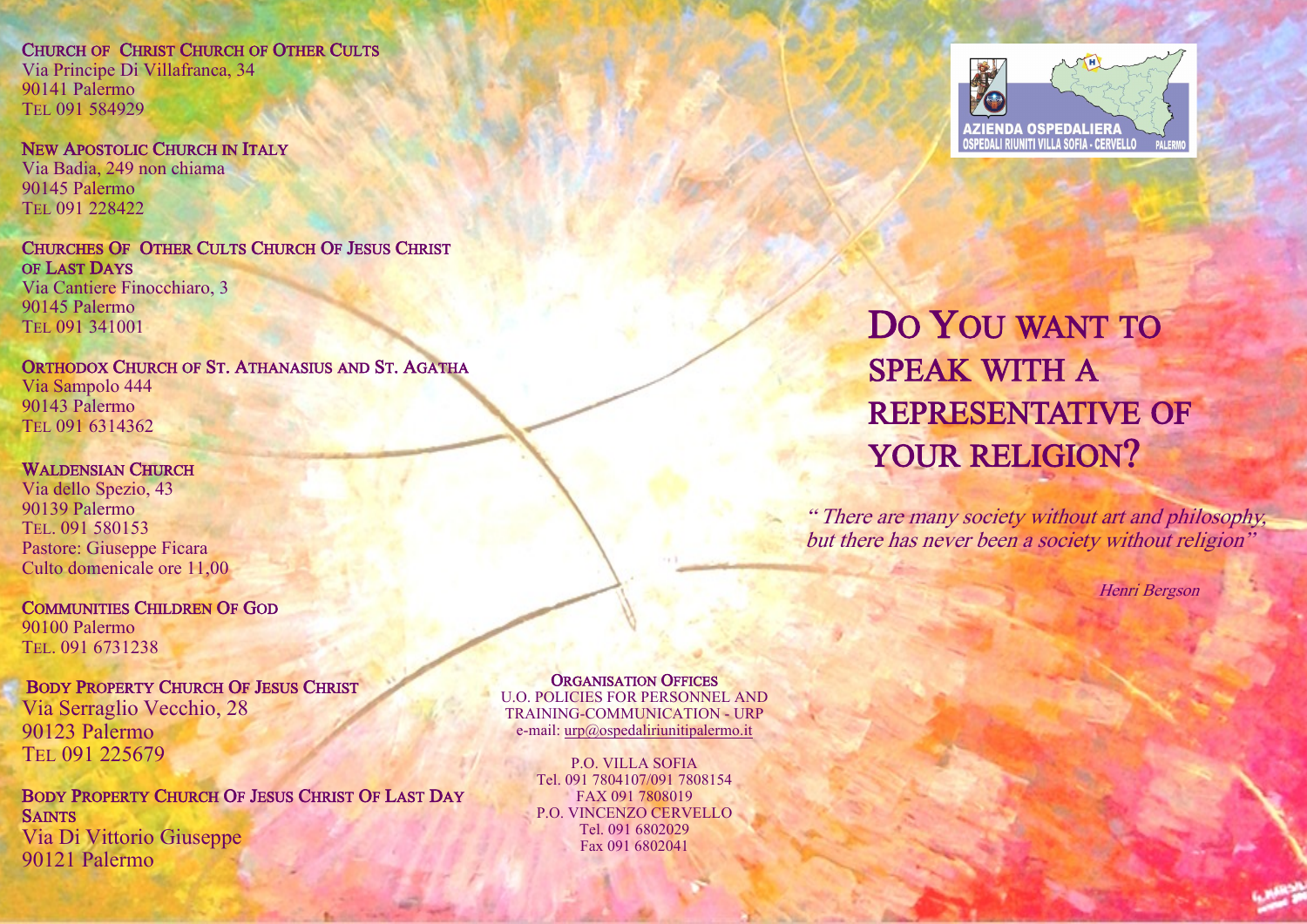**CHURCH OF CHRIST CHURCH OF OTHER CULTS**
Via Principe Di Villafranca, 34
90141 Palermo
TEL 091 584929

**NEW APOSTOLIC CHURCH IN ITALY**
Via Badia, 249 non chiama
90145 Palermo
TEL 091 228422

**CHURCHES OF OTHER CULTS CHURCH OF JESUS CHRIST OF LAST DAYS**
Via Cantiere Finocchiaro, 3
90145 Palermo
TEL 091 341001

**ORTHODOX CHURCH OF ST. ATHANASIUS AND ST. AGATHA**
Via Sampolo 444
90143 Palermo
TEL 091 6314362

**WALDENSIAN CHURCH**
Via dello Spezio, 43
90139 Palermo
TEL. 091 580153
Pastore: Giuseppe Ficara
Culto domenicale ore 11,00

**COMMUNITIES CHILDREN OF GOD**
90100 Palermo
TEL. 091 6731238

**BODY PROPERTY CHURCH OF JESUS CHRIST**
Via Serraglio Vecchio, 28
90123 Palermo
TEL 091 225679

**BODY PROPERTY CHURCH OF JESUS CHRIST OF LAST DAY SAINTS**
Via Di Vittorio Giuseppe
90121 Palermo

**ORGANISATION OFFICES**
U.O. POLICIES FOR PERSONNEL AND TRAINING-COMMUNICATION - URP
e-mail: urp@ospedaliriunitipalermo.it

P.O. VILLA SOFIA
Tel. 091 7804107/091 7808154
FAX 091 7808019
P.O. VINCENZO CERVELLO
Tel. 091 6802029
Fax 091 6802041

AZIENDA OSPEDALIERA
OSPEDALI RIUNITI VILLA SOFIA - CERVELLO PALERMO

# DO YOU WANT TO SPEAK WITH A REPRESENTATIVE OF YOUR RELIGION?

*"There are many society without art and philosophy, but there has never been a society without religion"*

*Henri Bergson*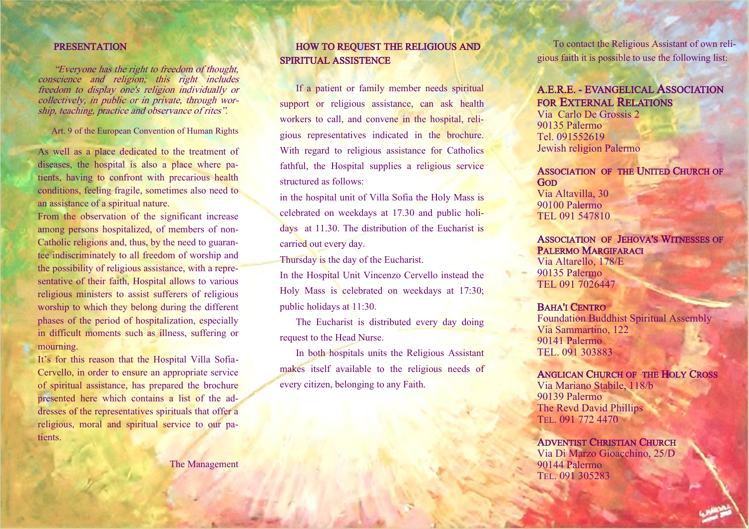## PRESENTATION

*"Everyone has the right to freedom of thought, conscience and religion; this right includes freedom to display one's religion individually or collectively, in public or in private, through worship, teaching, practice and observance of rites".*

Art. 9 of the European Convention of Human Rights

As well as a place dedicated to the treatment of diseases, the hospital is also a place where patients, having to confront with precarious health conditions, feeling fragile, sometimes also need to an assistance of a spiritual nature.

From the observation of the significant increase among persons hospitalized, of members of non-Catholic religions and, thus, by the need to guarantee indiscriminately to all freedom of worship and the possibility of religious assistance, with a representative of their faith, Hospital allows to various religious ministers to assist sufferers of religious worship to which they belong during the different phases of the period of hospitalization, especially in difficult moments such as illness, suffering or mourning.

It's for this reason that the Hospital Villa Sofia-Cervello, in order to ensure an appropriate service of spiritual assistance, has prepared the brochure presented here which contains a list of the addresses of the representatives spirituals that offer a religious, moral and spiritual service to our patients.

The Management

## HOW TO REQUEST THE RELIGIOUS AND SPIRITUAL ASSISTENCE

If a patient or family member needs spiritual support or religious assistance, can ask health workers to call, and convene in the hospital, religious representatives indicated in the brochure. With regard to religious assistance for Catholics fathful, the Hospital supplies a religious service structured as follows:

in the hospital unit of Villa Sofia the Holy Mass is celebrated on weekdays at 17.30 and public holidays at 11.30. The distribution of the Eucharist is carried out every day.

Thursday is the day of the Eucharist.

In the Hospital Unit Vincenzo Cervello instead the Holy Mass is celebrated on weekdays at 17:30; public holidays at 11:30.

The Eucharist is distributed every day doing request to the Head Nurse.

In both hospitals units the Religious Assistant makes itself available to the religious needs of every citizen, belonging to any Faith.

To contact the Religious Assistant of own religious faith it is possible to use the following list:

**A.E.R.E. - EVANGELICAL ASSOCIATION FOR EXTERNAL RELATIONS**
Via Carlo De Grossis 2
90135 Palermo
Tel. 091552619
Jewish religion Palermo

**ASSOCIATION OF THE UNITED CHURCH OF GOD**
Via Altavilla, 30
90100 Palermo
TEL 091 547810

**ASSOCIATION OF JEHOVA'S WITNESSES OF PALERMO MARGIFARACI**
Via Altarello, 178/E
90135 Palermo
TEL 091 7026447

**BAHA'I CENTRO**
Foundation Buddhist Spiritual Assembly
Via Sammartino, 122
90141 Palermo
TEL. 091 303883

**ANGLICAN CHURCH OF THE HOLY CROSS**
Via Mariano Stabile, 118/b
90139 Palermo
The Revd David Phillips
TEL. 091 772 4470

**ADVENTIST CHRISTIAN CHURCH**
Via Di Marzo Gioacchino, 25/D
90144 Palermo
TEL. 091 305283